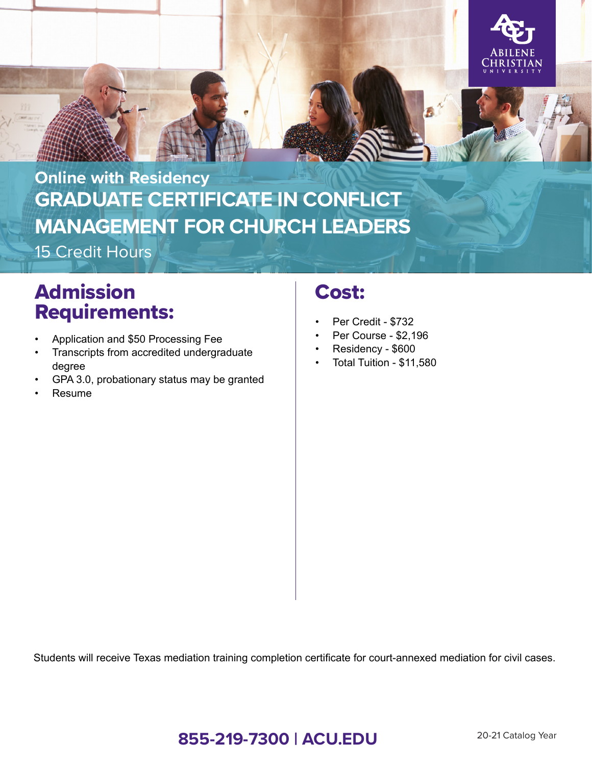ABILENE CHRISTIAN UNIVERSITY

**Online with Residency**

# GRADUATE CERTIFICATE IN CONFLICT MANAGEMENT FOR CHURCH LEADERS

15 Credit Hours

## Admission Requirements:

- Application and $50 Processing Fee
- Transcripts from accredited undergraduate degree
- GPA 3.0, probationary status may be granted
- Resume

## Cost:

- Per Credit - $732
- Per Course - $2,196
- Residency - $600
- Total Tuition - $11,580

Students will receive Texas mediation training completion certificate for court-annexed mediation for civil cases.

**855-219-7300 | ACU.EDU**

20-21 Catalog Year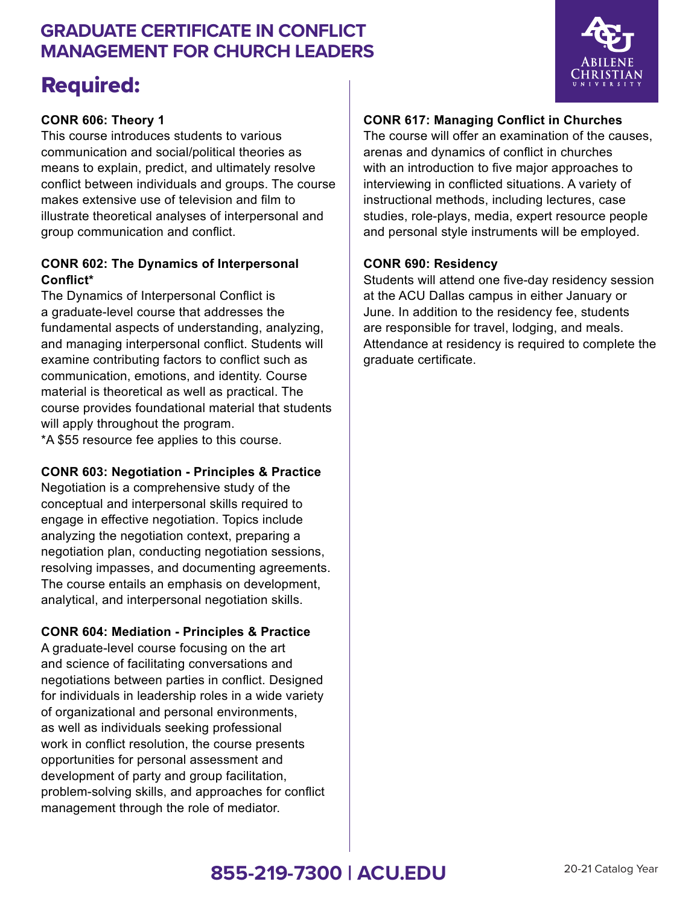# GRADUATE CERTIFICATE IN CONFLICT MANAGEMENT FOR CHURCH LEADERS

## Required:

**CONR 606: Theory 1**
This course introduces students to various communication and social/political theories as means to explain, predict, and ultimately resolve conflict between individuals and groups. The course makes extensive use of television and film to illustrate theoretical analyses of interpersonal and group communication and conflict.

**CONR 602: The Dynamics of Interpersonal Conflict***
The Dynamics of Interpersonal Conflict is a graduate-level course that addresses the fundamental aspects of understanding, analyzing, and managing interpersonal conflict. Students will examine contributing factors to conflict such as communication, emotions, and identity. Course material is theoretical as well as practical. The course provides foundational material that students will apply throughout the program.
*A $55 resource fee applies to this course.

**CONR 603: Negotiation - Principles & Practice**
Negotiation is a comprehensive study of the conceptual and interpersonal skills required to engage in effective negotiation. Topics include analyzing the negotiation context, preparing a negotiation plan, conducting negotiation sessions, resolving impasses, and documenting agreements. The course entails an emphasis on development, analytical, and interpersonal negotiation skills.

**CONR 604: Mediation - Principles & Practice**
A graduate-level course focusing on the art and science of facilitating conversations and negotiations between parties in conflict. Designed for individuals in leadership roles in a wide variety of organizational and personal environments, as well as individuals seeking professional work in conflict resolution, the course presents opportunities for personal assessment and development of party and group facilitation, problem-solving skills, and approaches for conflict management through the role of mediator.

**CONR 617: Managing Conflict in Churches**
The course will offer an examination of the causes, arenas and dynamics of conflict in churches with an introduction to five major approaches to interviewing in conflicted situations. A variety of instructional methods, including lectures, case studies, role-plays, media, expert resource people and personal style instruments will be employed.

**CONR 690: Residency**
Students will attend one five-day residency session at the ACU Dallas campus in either January or June. In addition to the residency fee, students are responsible for travel, lodging, and meals. Attendance at residency is required to complete the graduate certificate.

**855-219-7300 | ACU.EDU**

20-21 Catalog Year